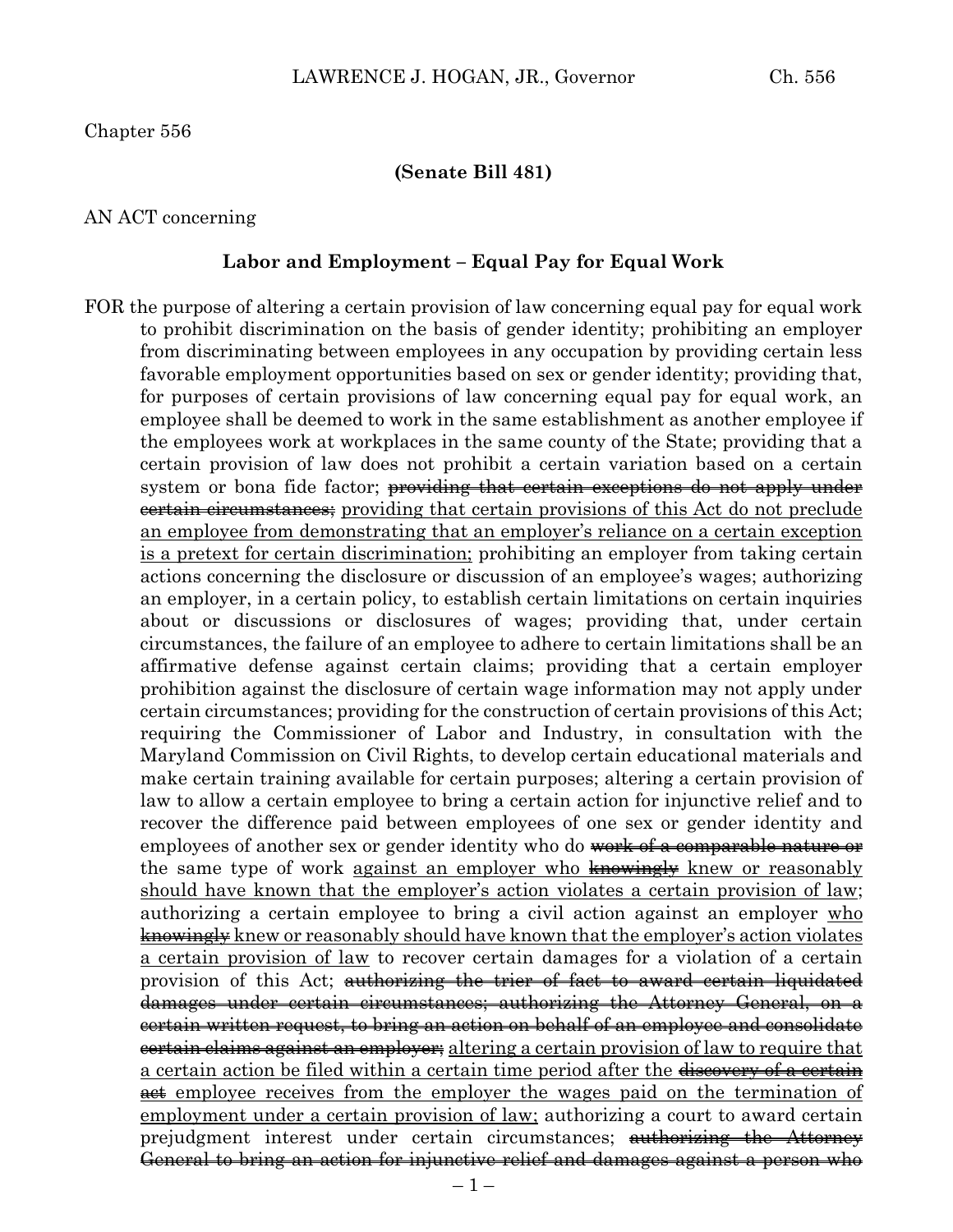Chapter 556

**(Senate Bill 481)**

AN ACT concerning

**Labor and Employment – Equal Pay for Equal Work**

FOR the purpose of altering a certain provision of law concerning equal pay for equal work to prohibit discrimination on the basis of gender identity; prohibiting an employer from discriminating between employees in any occupation by providing certain less favorable employment opportunities based on sex or gender identity; providing that, for purposes of certain provisions of law concerning equal pay for equal work, an employee shall be deemed to work in the same establishment as another employee if the employees work at workplaces in the same county of the State; providing that a certain provision of law does not prohibit a certain variation based on a certain system or bona fide factor; ~~providing that certain exceptions do not apply under certain circumstances;~~ <u>providing that certain provisions of this Act do not preclude an employee from demonstrating that an employer's reliance on a certain exception is a pretext for certain discrimination;</u> prohibiting an employer from taking certain actions concerning the disclosure or discussion of an employee's wages; authorizing an employer, in a certain policy, to establish certain limitations on certain inquiries about or discussions or disclosures of wages; providing that, under certain circumstances, the failure of an employee to adhere to certain limitations shall be an affirmative defense against certain claims; providing that a certain employer prohibition against the disclosure of certain wage information may not apply under certain circumstances; providing for the construction of certain provisions of this Act; requiring the Commissioner of Labor and Industry, in consultation with the Maryland Commission on Civil Rights, to develop certain educational materials and make certain training available for certain purposes; altering a certain provision of law to allow a certain employee to bring a certain action for injunctive relief and to recover the difference paid between employees of one sex or gender identity and employees of another sex or gender identity who do ~~work of a comparable nature or~~ the same type of work <u>against an employer who ~~knowingly~~ knew or reasonably should have known that the employer's action violates a certain provision of law</u>; authorizing a certain employee to bring a civil action against an employer <u>who ~~knowingly~~ knew or reasonably should have known that the employer's action violates a certain provision of law</u> to recover certain damages for a violation of a certain provision of this Act; ~~authorizing the trier of fact to award certain liquidated damages under certain circumstances; authorizing the Attorney General, on a certain written request, to bring an action on behalf of an employee and consolidate certain claims against an employer;~~ <u>altering a certain provision of law to require that a certain action be filed within a certain time period after the ~~discovery of a certain act~~ employee receives from the employer the wages paid on the termination of employment under a certain provision of law;</u> authorizing a court to award certain prejudgment interest under certain circumstances; ~~authorizing the Attorney General to bring an action for injunctive relief and damages against a person who~~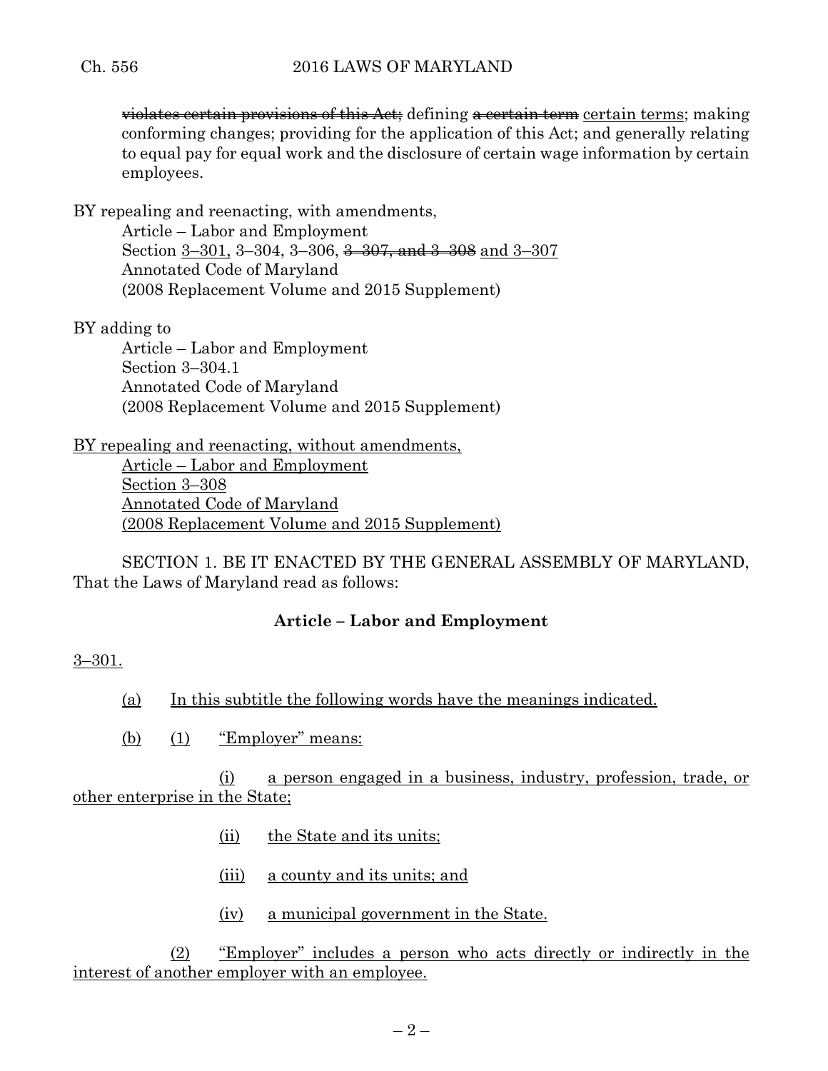~~violates certain provisions of this Act;~~ defining ~~a certain term~~ <u>certain terms</u>; making conforming changes; providing for the application of this Act; and generally relating to equal pay for equal work and the disclosure of certain wage information by certain employees.

BY repealing and reenacting, with amendments,
Article – Labor and Employment
Section <u>3–301,</u> 3–304, 3–306, ~~3–307, and 3–308~~ <u>and 3–307</u>
Annotated Code of Maryland
(2008 Replacement Volume and 2015 Supplement)

BY adding to
Article – Labor and Employment
Section 3–304.1
Annotated Code of Maryland
(2008 Replacement Volume and 2015 Supplement)

<u>BY repealing and reenacting, without amendments,</u>
<u>Article – Labor and Employment</u>
<u>Section 3–308</u>
<u>Annotated Code of Maryland</u>
<u>(2008 Replacement Volume and 2015 Supplement)</u>

SECTION 1. BE IT ENACTED BY THE GENERAL ASSEMBLY OF MARYLAND, That the Laws of Maryland read as follows:

**Article – Labor and Employment**

<u>3–301.</u>

<u>(a) In this subtitle the following words have the meanings indicated.</u>

<u>(b) (1) “Employer” means:</u>

<u>(i) a person engaged in a business, industry, profession, trade, or other enterprise in the State;</u>

<u>(ii) the State and its units;</u>

<u>(iii) a county and its units; and</u>

<u>(iv) a municipal government in the State.</u>

<u>(2) “Employer” includes a person who acts directly or indirectly in the interest of another employer with an employee.</u>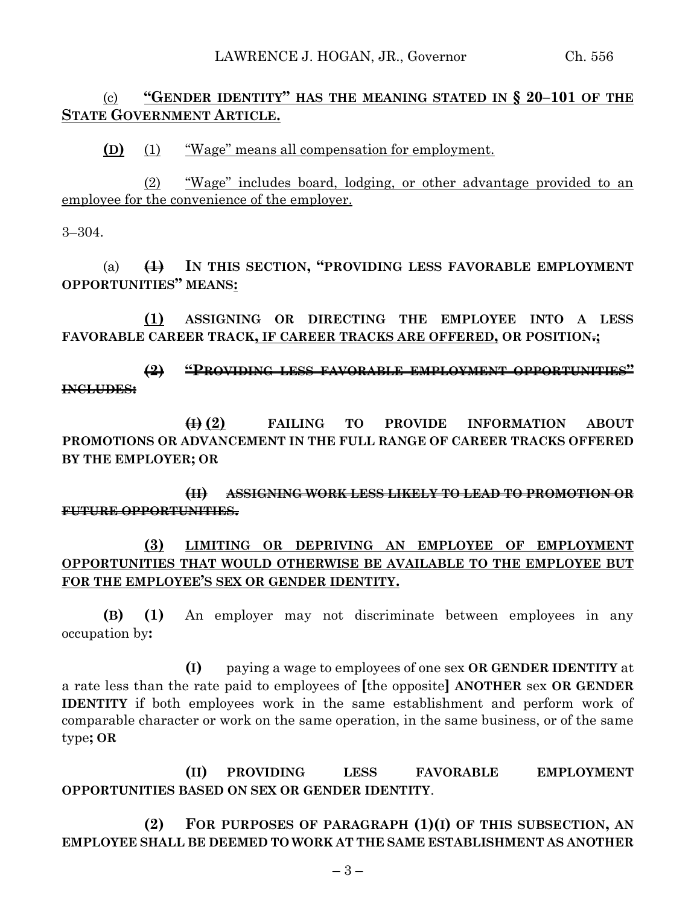(c) **“GENDER IDENTITY” HAS THE MEANING STATED IN § 20–101 OF THE STATE GOVERNMENT ARTICLE.**

**(D)** (1) “Wage” means all compensation for employment.

(2) “Wage” includes board, lodging, or other advantage provided to an employee for the convenience of the employer.

3–304.

(a) ~~**(1)**~~ **IN THIS SECTION, “PROVIDING LESS FAVORABLE EMPLOYMENT OPPORTUNITIES” MEANS:**

**(1) ASSIGNING OR DIRECTING THE EMPLOYEE INTO A LESS FAVORABLE CAREER TRACK, IF CAREER TRACKS ARE OFFERED, OR POSITION~~.~~;**

~~**(2) “PROVIDING LESS FAVORABLE EMPLOYMENT OPPORTUNITIES” INCLUDES:**~~

~~**(I)**~~ **(2) FAILING TO PROVIDE INFORMATION ABOUT PROMOTIONS OR ADVANCEMENT IN THE FULL RANGE OF CAREER TRACKS OFFERED BY THE EMPLOYER; OR**

~~**(II) ASSIGNING WORK LESS LIKELY TO LEAD TO PROMOTION OR FUTURE OPPORTUNITIES.**~~

**(3) LIMITING OR DEPRIVING AN EMPLOYEE OF EMPLOYMENT OPPORTUNITIES THAT WOULD OTHERWISE BE AVAILABLE TO THE EMPLOYEE BUT FOR THE EMPLOYEE’S SEX OR GENDER IDENTITY.**

**(B) (1)** An employer may not discriminate between employees in any occupation by**:**

**(I)** paying a wage to employees of one sex **OR GENDER IDENTITY** at a rate less than the rate paid to employees of **[**the opposite**] ANOTHER** sex **OR GENDER IDENTITY** if both employees work in the same establishment and perform work of comparable character or work on the same operation, in the same business, or of the same type**; OR**

**(II) PROVIDING LESS FAVORABLE EMPLOYMENT OPPORTUNITIES BASED ON SEX OR GENDER IDENTITY**.

**(2) FOR PURPOSES OF PARAGRAPH (1)(I) OF THIS SUBSECTION, AN EMPLOYEE SHALL BE DEEMED TO WORK AT THE SAME ESTABLISHMENT AS ANOTHER**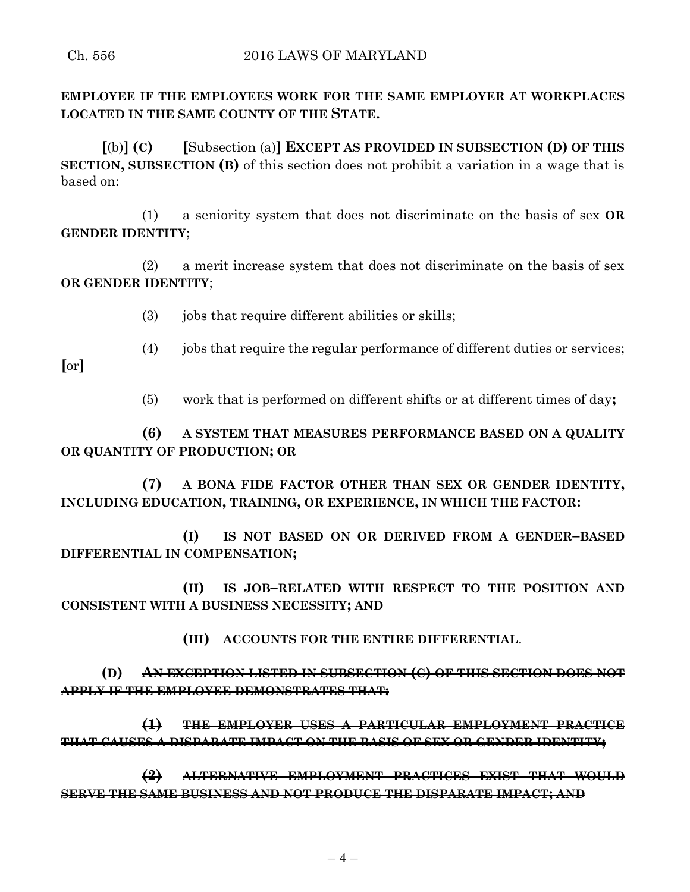**EMPLOYEE IF THE EMPLOYEES WORK FOR THE SAME EMPLOYER AT WORKPLACES LOCATED IN THE SAME COUNTY OF THE STATE.**

**[**(b)**] (C)** **[**Subsection (a)**] EXCEPT AS PROVIDED IN SUBSECTION (D) OF THIS SECTION, SUBSECTION (B)** of this section does not prohibit a variation in a wage that is based on:

(1) a seniority system that does not discriminate on the basis of sex **OR GENDER IDENTITY**;

(2) a merit increase system that does not discriminate on the basis of sex **OR GENDER IDENTITY**;

(3) jobs that require different abilities or skills;

(4) jobs that require the regular performance of different duties or services; **[**or**]**

(5) work that is performed on different shifts or at different times of day**;**

**(6) A SYSTEM THAT MEASURES PERFORMANCE BASED ON A QUALITY OR QUANTITY OF PRODUCTION; OR**

**(7) A BONA FIDE FACTOR OTHER THAN SEX OR GENDER IDENTITY, INCLUDING EDUCATION, TRAINING, OR EXPERIENCE, IN WHICH THE FACTOR:**

**(I) IS NOT BASED ON OR DERIVED FROM A GENDER–BASED DIFFERENTIAL IN COMPENSATION;**

**(II) IS JOB–RELATED WITH RESPECT TO THE POSITION AND CONSISTENT WITH A BUSINESS NECESSITY; AND**

**(III) ACCOUNTS FOR THE ENTIRE DIFFERENTIAL**.

**(D)** ~~**AN EXCEPTION LISTED IN SUBSECTION (C) OF THIS SECTION DOES NOT APPLY IF THE EMPLOYEE DEMONSTRATES THAT:**~~

~~**(1) THE EMPLOYER USES A PARTICULAR EMPLOYMENT PRACTICE THAT CAUSES A DISPARATE IMPACT ON THE BASIS OF SEX OR GENDER IDENTITY;**~~

~~**(2) ALTERNATIVE EMPLOYMENT PRACTICES EXIST THAT WOULD SERVE THE SAME BUSINESS AND NOT PRODUCE THE DISPARATE IMPACT; AND**~~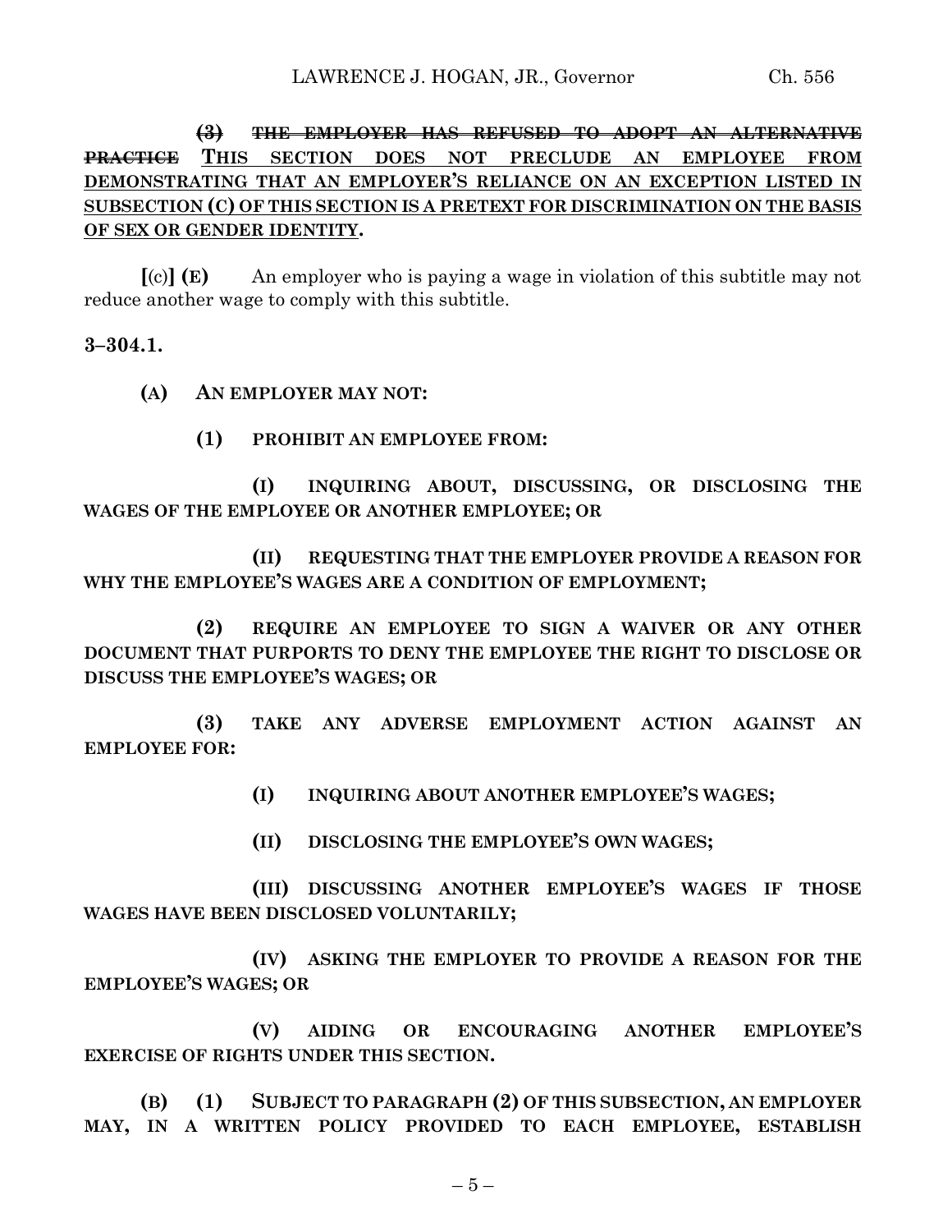~~**(3) THE EMPLOYER HAS REFUSED TO ADOPT AN ALTERNATIVE PRACTICE**~~ <u>**THIS SECTION DOES NOT PRECLUDE AN EMPLOYEE FROM DEMONSTRATING THAT AN EMPLOYER'S RELIANCE ON AN EXCEPTION LISTED IN SUBSECTION (C) OF THIS SECTION IS A PRETEXT FOR DISCRIMINATION ON THE BASIS OF SEX OR GENDER IDENTITY**</u>**.**

**[**(c)**] (E)** An employer who is paying a wage in violation of this subtitle may not reduce another wage to comply with this subtitle.

**3–304.1.**

**(A) AN EMPLOYER MAY NOT:**

**(1) PROHIBIT AN EMPLOYEE FROM:**

**(I) INQUIRING ABOUT, DISCUSSING, OR DISCLOSING THE WAGES OF THE EMPLOYEE OR ANOTHER EMPLOYEE; OR**

**(II) REQUESTING THAT THE EMPLOYER PROVIDE A REASON FOR WHY THE EMPLOYEE'S WAGES ARE A CONDITION OF EMPLOYMENT;**

**(2) REQUIRE AN EMPLOYEE TO SIGN A WAIVER OR ANY OTHER DOCUMENT THAT PURPORTS TO DENY THE EMPLOYEE THE RIGHT TO DISCLOSE OR DISCUSS THE EMPLOYEE'S WAGES; OR**

**(3) TAKE ANY ADVERSE EMPLOYMENT ACTION AGAINST AN EMPLOYEE FOR:**

**(I) INQUIRING ABOUT ANOTHER EMPLOYEE'S WAGES;**

**(II) DISCLOSING THE EMPLOYEE'S OWN WAGES;**

**(III) DISCUSSING ANOTHER EMPLOYEE'S WAGES IF THOSE WAGES HAVE BEEN DISCLOSED VOLUNTARILY;**

**(IV) ASKING THE EMPLOYER TO PROVIDE A REASON FOR THE EMPLOYEE'S WAGES; OR**

**(V) AIDING OR ENCOURAGING ANOTHER EMPLOYEE'S EXERCISE OF RIGHTS UNDER THIS SECTION.**

**(B) (1) SUBJECT TO PARAGRAPH (2) OF THIS SUBSECTION, AN EMPLOYER MAY, IN A WRITTEN POLICY PROVIDED TO EACH EMPLOYEE, ESTABLISH**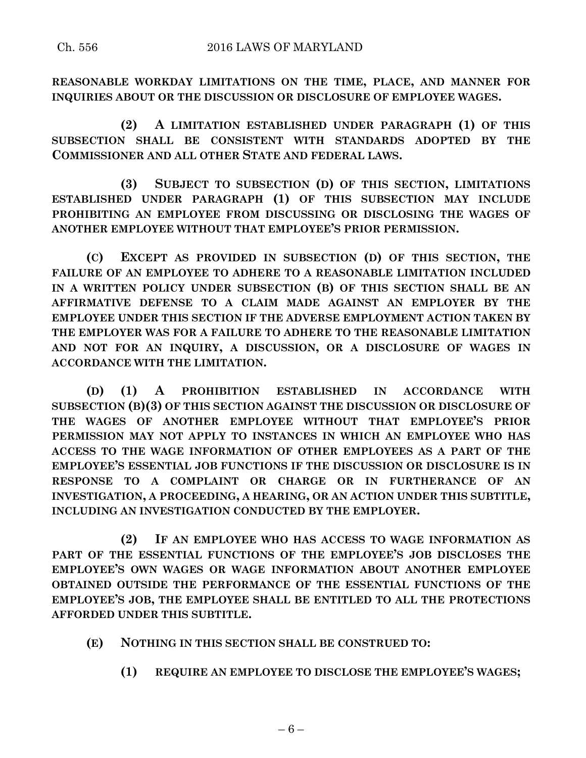**REASONABLE WORKDAY LIMITATIONS ON THE TIME, PLACE, AND MANNER FOR INQUIRIES ABOUT OR THE DISCUSSION OR DISCLOSURE OF EMPLOYEE WAGES.**

**(2) A LIMITATION ESTABLISHED UNDER PARAGRAPH (1) OF THIS SUBSECTION SHALL BE CONSISTENT WITH STANDARDS ADOPTED BY THE COMMISSIONER AND ALL OTHER STATE AND FEDERAL LAWS.**

**(3) SUBJECT TO SUBSECTION (D) OF THIS SECTION, LIMITATIONS ESTABLISHED UNDER PARAGRAPH (1) OF THIS SUBSECTION MAY INCLUDE PROHIBITING AN EMPLOYEE FROM DISCUSSING OR DISCLOSING THE WAGES OF ANOTHER EMPLOYEE WITHOUT THAT EMPLOYEE'S PRIOR PERMISSION.**

**(C) EXCEPT AS PROVIDED IN SUBSECTION (D) OF THIS SECTION, THE FAILURE OF AN EMPLOYEE TO ADHERE TO A REASONABLE LIMITATION INCLUDED IN A WRITTEN POLICY UNDER SUBSECTION (B) OF THIS SECTION SHALL BE AN AFFIRMATIVE DEFENSE TO A CLAIM MADE AGAINST AN EMPLOYER BY THE EMPLOYEE UNDER THIS SECTION IF THE ADVERSE EMPLOYMENT ACTION TAKEN BY THE EMPLOYER WAS FOR A FAILURE TO ADHERE TO THE REASONABLE LIMITATION AND NOT FOR AN INQUIRY, A DISCUSSION, OR A DISCLOSURE OF WAGES IN ACCORDANCE WITH THE LIMITATION.**

**(D) (1) A PROHIBITION ESTABLISHED IN ACCORDANCE WITH SUBSECTION (B)(3) OF THIS SECTION AGAINST THE DISCUSSION OR DISCLOSURE OF THE WAGES OF ANOTHER EMPLOYEE WITHOUT THAT EMPLOYEE'S PRIOR PERMISSION MAY NOT APPLY TO INSTANCES IN WHICH AN EMPLOYEE WHO HAS ACCESS TO THE WAGE INFORMATION OF OTHER EMPLOYEES AS A PART OF THE EMPLOYEE'S ESSENTIAL JOB FUNCTIONS IF THE DISCUSSION OR DISCLOSURE IS IN RESPONSE TO A COMPLAINT OR CHARGE OR IN FURTHERANCE OF AN INVESTIGATION, A PROCEEDING, A HEARING, OR AN ACTION UNDER THIS SUBTITLE, INCLUDING AN INVESTIGATION CONDUCTED BY THE EMPLOYER.**

**(2) IF AN EMPLOYEE WHO HAS ACCESS TO WAGE INFORMATION AS PART OF THE ESSENTIAL FUNCTIONS OF THE EMPLOYEE'S JOB DISCLOSES THE EMPLOYEE'S OWN WAGES OR WAGE INFORMATION ABOUT ANOTHER EMPLOYEE OBTAINED OUTSIDE THE PERFORMANCE OF THE ESSENTIAL FUNCTIONS OF THE EMPLOYEE'S JOB, THE EMPLOYEE SHALL BE ENTITLED TO ALL THE PROTECTIONS AFFORDED UNDER THIS SUBTITLE.**

**(E) NOTHING IN THIS SECTION SHALL BE CONSTRUED TO:**

**(1) REQUIRE AN EMPLOYEE TO DISCLOSE THE EMPLOYEE'S WAGES;**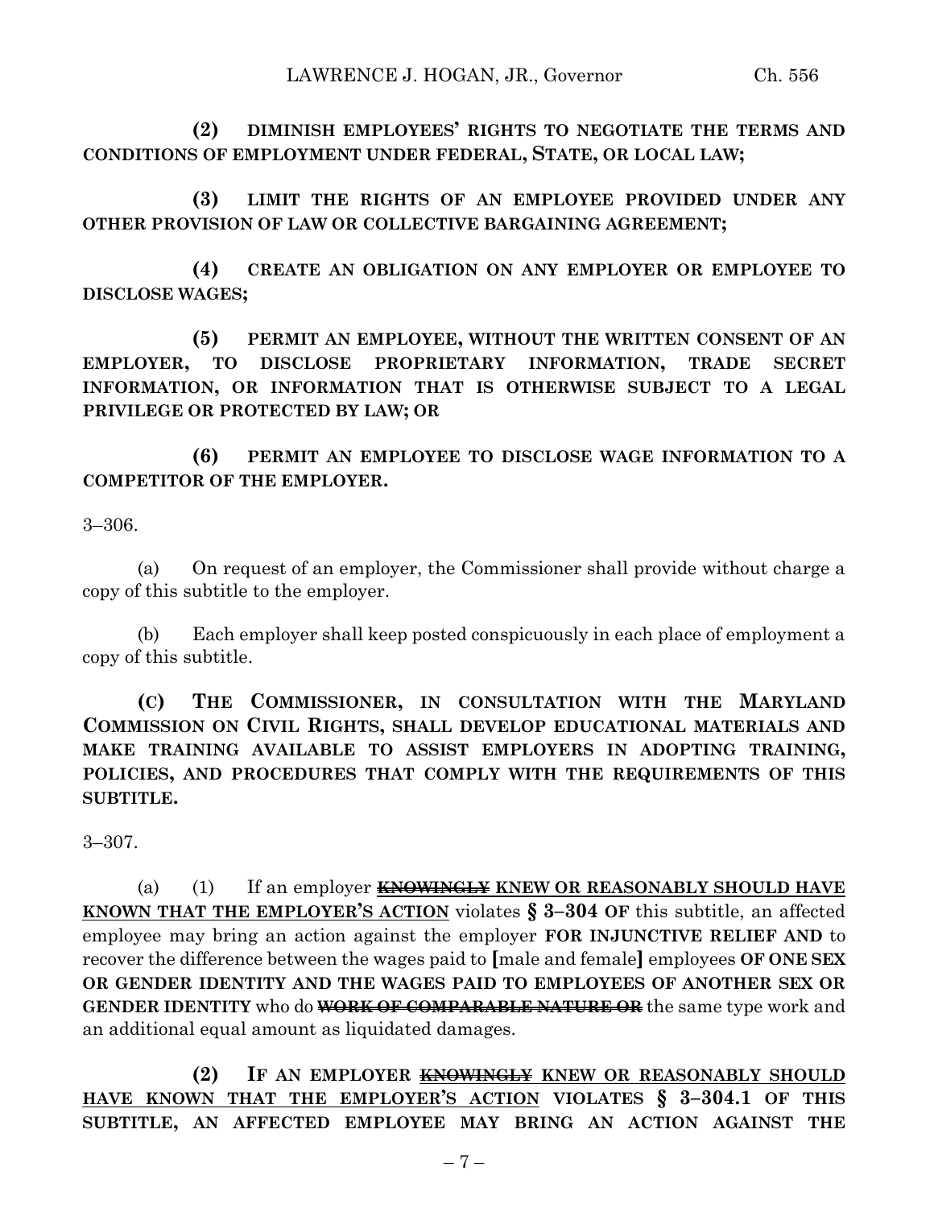**(2) DIMINISH EMPLOYEES' RIGHTS TO NEGOTIATE THE TERMS AND CONDITIONS OF EMPLOYMENT UNDER FEDERAL, STATE, OR LOCAL LAW;**

**(3) LIMIT THE RIGHTS OF AN EMPLOYEE PROVIDED UNDER ANY OTHER PROVISION OF LAW OR COLLECTIVE BARGAINING AGREEMENT;**

**(4) CREATE AN OBLIGATION ON ANY EMPLOYER OR EMPLOYEE TO DISCLOSE WAGES;**

**(5) PERMIT AN EMPLOYEE, WITHOUT THE WRITTEN CONSENT OF AN EMPLOYER, TO DISCLOSE PROPRIETARY INFORMATION, TRADE SECRET INFORMATION, OR INFORMATION THAT IS OTHERWISE SUBJECT TO A LEGAL PRIVILEGE OR PROTECTED BY LAW; OR**

**(6) PERMIT AN EMPLOYEE TO DISCLOSE WAGE INFORMATION TO A COMPETITOR OF THE EMPLOYER.**

3–306.

(a) On request of an employer, the Commissioner shall provide without charge a copy of this subtitle to the employer.

(b) Each employer shall keep posted conspicuously in each place of employment a copy of this subtitle.

**(C) THE COMMISSIONER, IN CONSULTATION WITH THE MARYLAND COMMISSION ON CIVIL RIGHTS, SHALL DEVELOP EDUCATIONAL MATERIALS AND MAKE TRAINING AVAILABLE TO ASSIST EMPLOYERS IN ADOPTING TRAINING, POLICIES, AND PROCEDURES THAT COMPLY WITH THE REQUIREMENTS OF THIS SUBTITLE.**

3–307.

(a) (1) If an employer ~~**KNOWINGLY**~~ <u>**KNEW OR REASONABLY SHOULD HAVE KNOWN THAT THE EMPLOYER'S ACTION**</u> violates **§ 3–304 OF** this subtitle, an affected employee may bring an action against the employer **FOR INJUNCTIVE RELIEF AND** to recover the difference between the wages paid to [male and female] employees **OF ONE SEX OR GENDER IDENTITY AND THE WAGES PAID TO EMPLOYEES OF ANOTHER SEX OR GENDER IDENTITY** who do ~~**WORK OF COMPARABLE NATURE OR**~~ the same type work and an additional equal amount as liquidated damages.

**(2) IF AN EMPLOYER** ~~**KNOWINGLY**~~ <u>**KNEW OR REASONABLY SHOULD HAVE KNOWN THAT THE EMPLOYER'S ACTION**</u> **VIOLATES § 3–304.1 OF THIS SUBTITLE, AN AFFECTED EMPLOYEE MAY BRING AN ACTION AGAINST THE**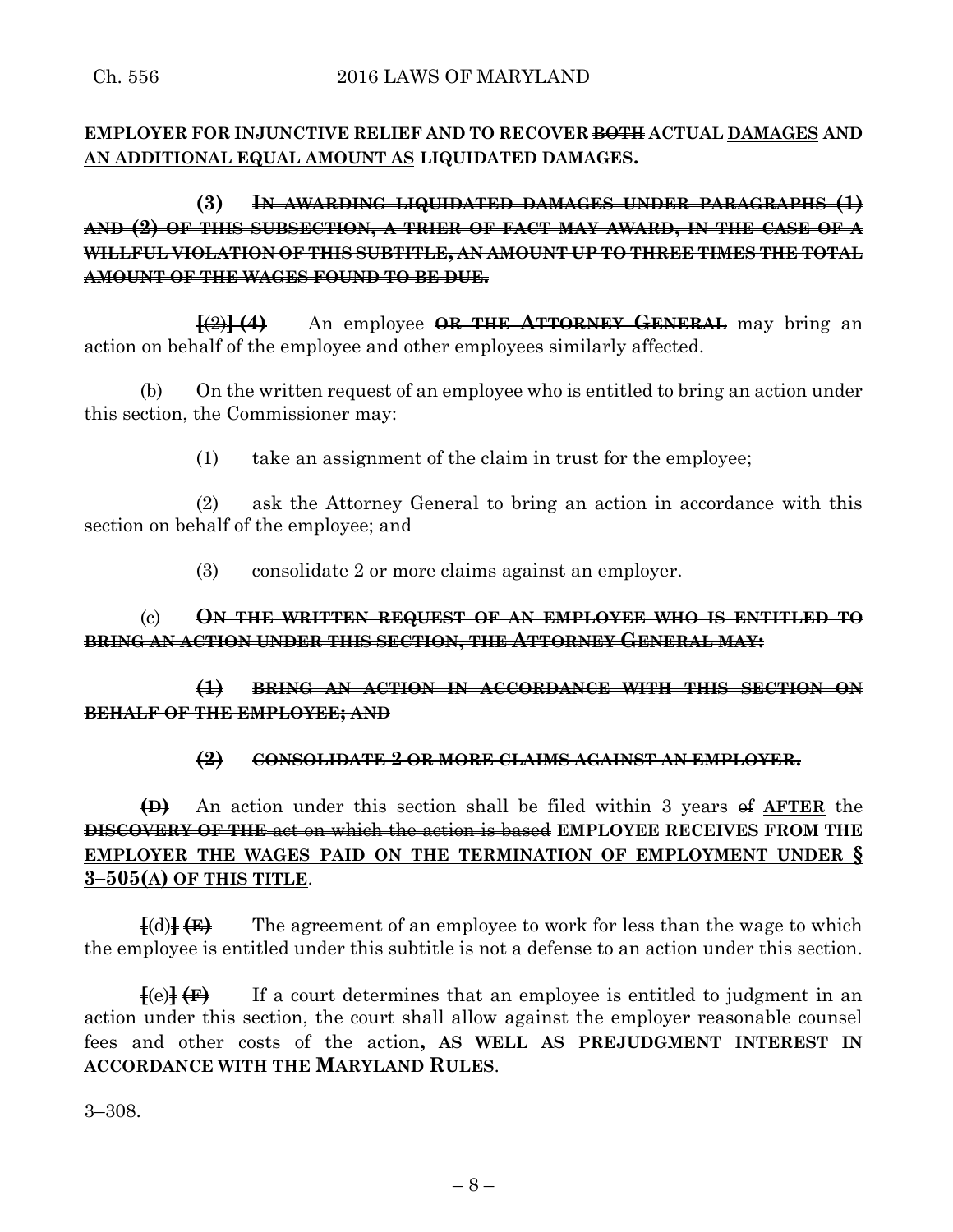**EMPLOYER FOR INJUNCTIVE RELIEF AND TO RECOVER ~~BOTH~~ ACTUAL <u>DAMAGES</u> AND <u>AN ADDITIONAL EQUAL AMOUNT AS</u> LIQUIDATED DAMAGES.**

**(3)** ~~**IN AWARDING LIQUIDATED DAMAGES UNDER PARAGRAPHS (1) AND (2) OF THIS SUBSECTION, A TRIER OF FACT MAY AWARD, IN THE CASE OF A WILLFUL VIOLATION OF THIS SUBTITLE, AN AMOUNT UP TO THREE TIMES THE TOTAL AMOUNT OF THE WAGES FOUND TO BE DUE.**~~

**[**(2)**]** ~~**(4)**~~ An employee ~~**OR THE ATTORNEY GENERAL**~~ may bring an action on behalf of the employee and other employees similarly affected.

(b) On the written request of an employee who is entitled to bring an action under this section, the Commissioner may:

(1) take an assignment of the claim in trust for the employee;

(2) ask the Attorney General to bring an action in accordance with this section on behalf of the employee; and

(3) consolidate 2 or more claims against an employer.

(c) ~~**ON THE WRITTEN REQUEST OF AN EMPLOYEE WHO IS ENTITLED TO BRING AN ACTION UNDER THIS SECTION, THE ATTORNEY GENERAL MAY:**~~

~~**(1) BRING AN ACTION IN ACCORDANCE WITH THIS SECTION ON BEHALF OF THE EMPLOYEE; AND**~~

~~**(2) CONSOLIDATE 2 OR MORE CLAIMS AGAINST AN EMPLOYER.**~~

~~**(D)**~~ An action under this section shall be filed within 3 years ~~of~~ <u>**AFTER**</u> the ~~**DISCOVERY OF THE** act on which the action is based~~ <u>**EMPLOYEE RECEIVES FROM THE EMPLOYER THE WAGES PAID ON THE TERMINATION OF EMPLOYMENT UNDER § 3–505(A) OF THIS TITLE**</u>.

**[**(d)**]** ~~**(E)**~~ The agreement of an employee to work for less than the wage to which the employee is entitled under this subtitle is not a defense to an action under this section.

**[**(e)**]** ~~**(F)**~~ If a court determines that an employee is entitled to judgment in an action under this section, the court shall allow against the employer reasonable counsel fees and other costs of the action**, AS WELL AS PREJUDGMENT INTEREST IN ACCORDANCE WITH THE MARYLAND RULES**.

3–308.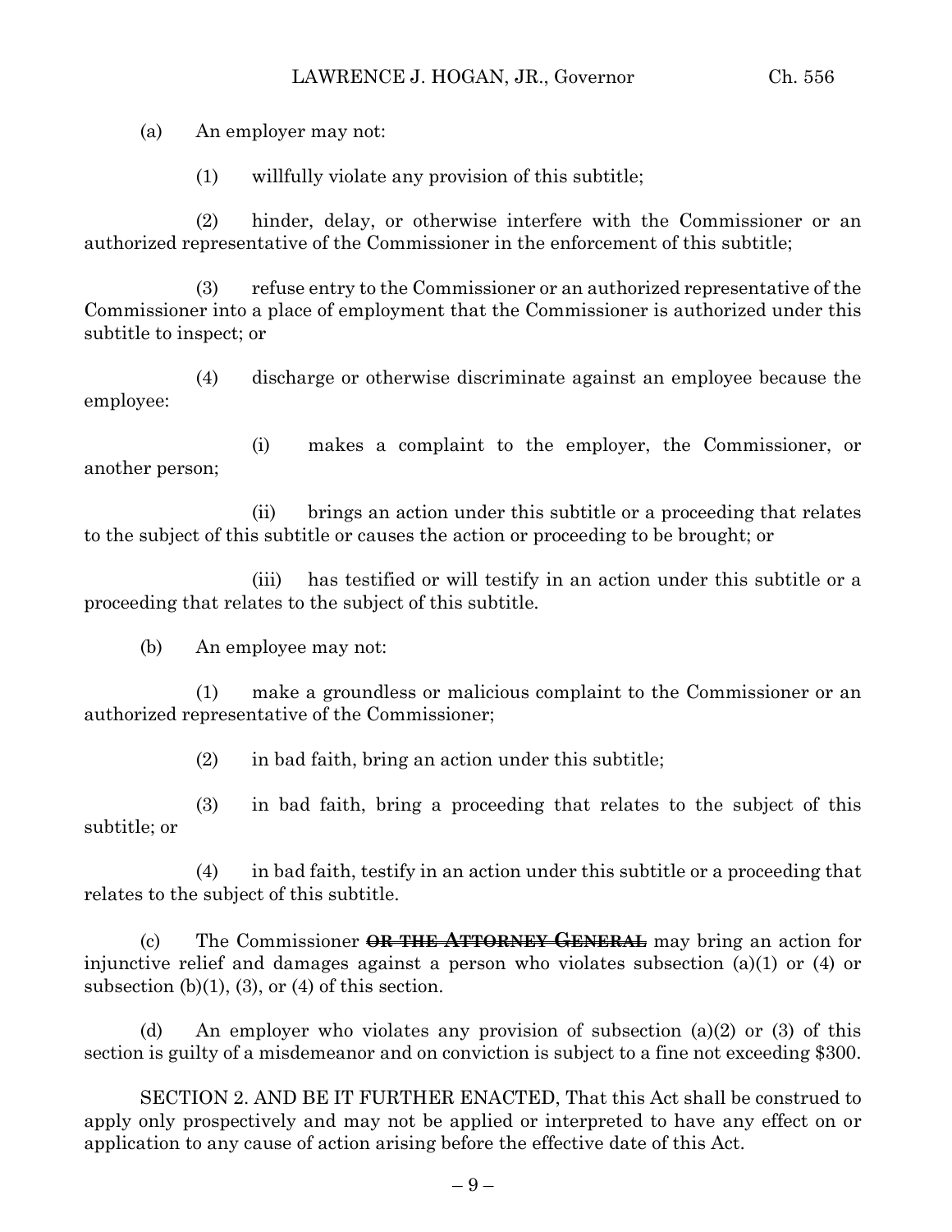(a) An employer may not:

(1) willfully violate any provision of this subtitle;

(2) hinder, delay, or otherwise interfere with the Commissioner or an authorized representative of the Commissioner in the enforcement of this subtitle;

(3) refuse entry to the Commissioner or an authorized representative of the Commissioner into a place of employment that the Commissioner is authorized under this subtitle to inspect; or

(4) discharge or otherwise discriminate against an employee because the employee:

(i) makes a complaint to the employer, the Commissioner, or another person;

(ii) brings an action under this subtitle or a proceeding that relates to the subject of this subtitle or causes the action or proceeding to be brought; or

(iii) has testified or will testify in an action under this subtitle or a proceeding that relates to the subject of this subtitle.

(b) An employee may not:

(1) make a groundless or malicious complaint to the Commissioner or an authorized representative of the Commissioner;

(2) in bad faith, bring an action under this subtitle;

(3) in bad faith, bring a proceeding that relates to the subject of this subtitle; or

(4) in bad faith, testify in an action under this subtitle or a proceeding that relates to the subject of this subtitle.

(c) The Commissioner ~~**OR THE ATTORNEY GENERAL**~~ may bring an action for injunctive relief and damages against a person who violates subsection (a)(1) or (4) or subsection (b)(1), (3), or (4) of this section.

(d) An employer who violates any provision of subsection (a)(2) or (3) of this section is guilty of a misdemeanor and on conviction is subject to a fine not exceeding $300.

SECTION 2. AND BE IT FURTHER ENACTED, That this Act shall be construed to apply only prospectively and may not be applied or interpreted to have any effect on or application to any cause of action arising before the effective date of this Act.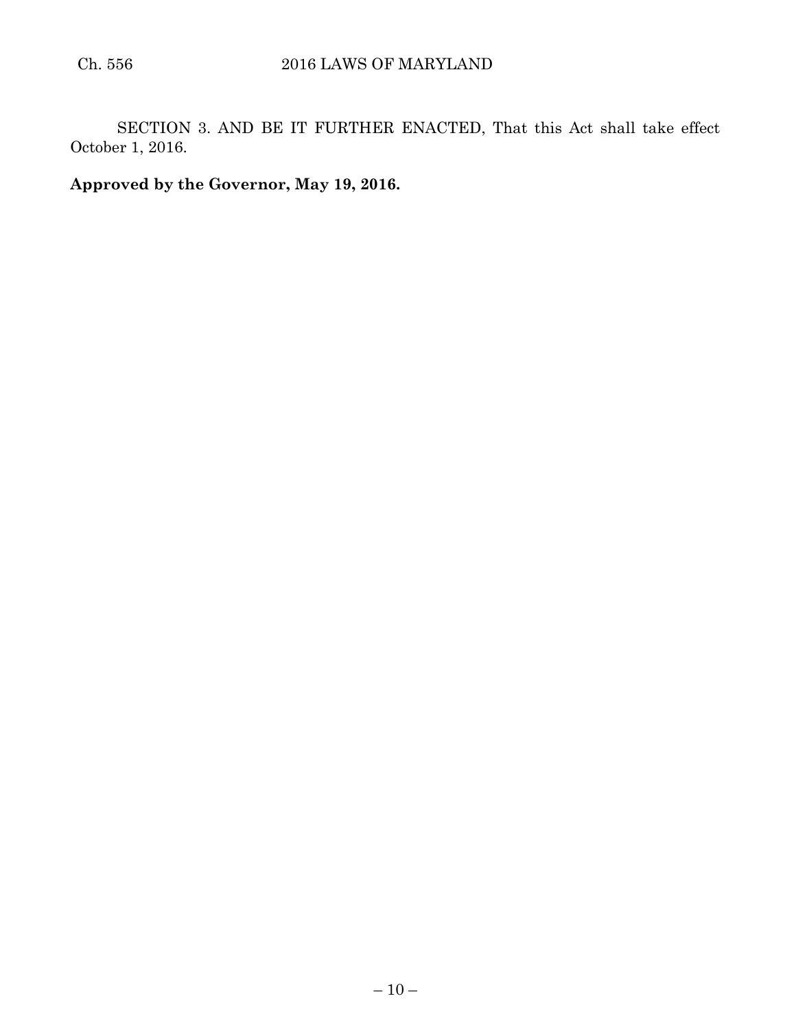SECTION 3. AND BE IT FURTHER ENACTED, That this Act shall take effect October 1, 2016.

**Approved by the Governor, May 19, 2016.**